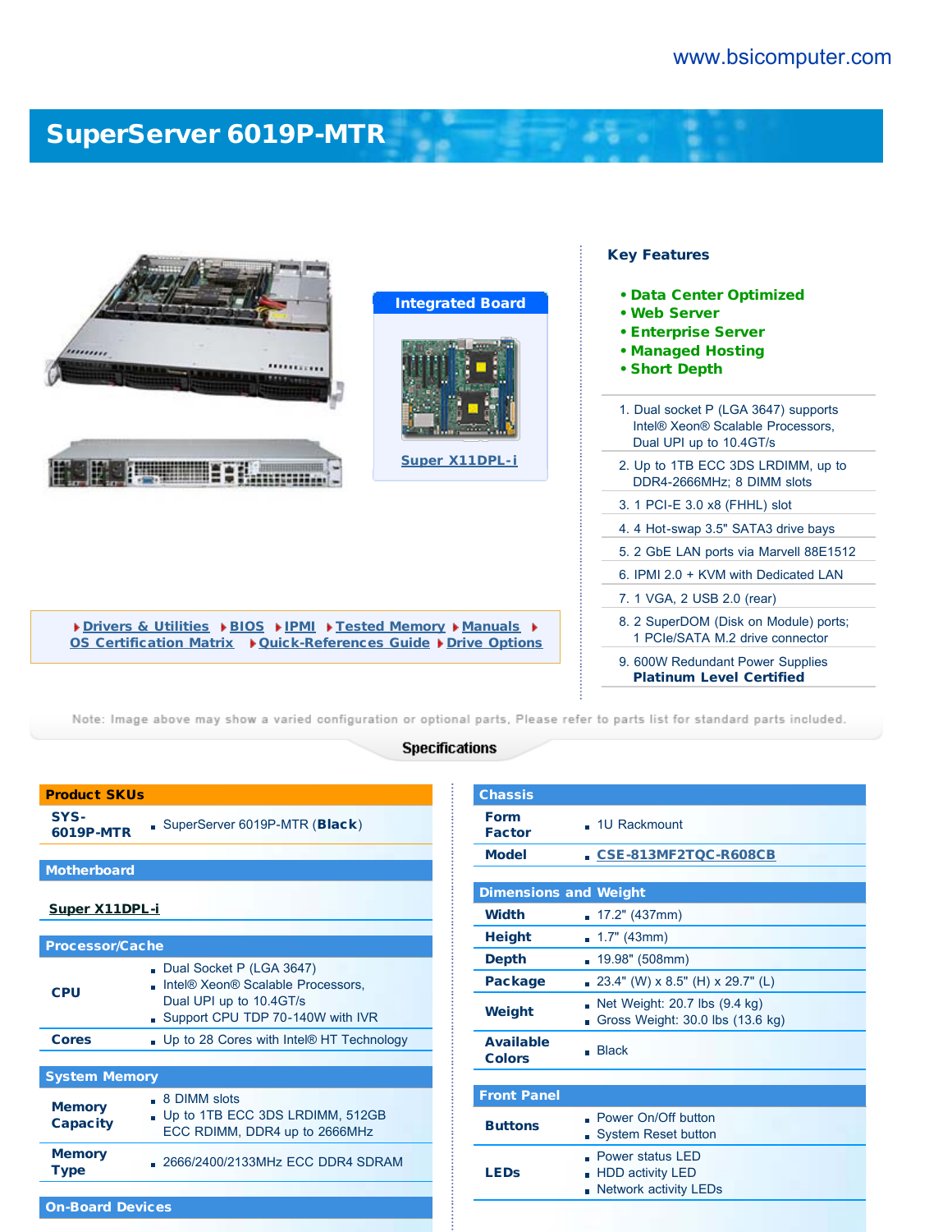www.bsicomputer.com

# SuperServer 6019P-MTR

**Integrated Board**

Super X11DPL-i

## Key Features

- **Data Center Optimized**
- **Web Server**
- **Enterprise Server**
- **Managed Hosting**
- **Short Depth**

1. Dual socket P (LGA 3647) supports Intel® Xeon® Scalable Processors, Dual UPI up to 10.4GT/s
2. Up to 1TB ECC 3DS LRDIMM, up to DDR4-2666MHz; 8 DIMM slots
3. 1 PCI-E 3.0 x8 (FHHL) slot
4. 4 Hot-swap 3.5" SATA3 drive bays
5. 2 GbE LAN ports via Marvell 88E1512
6. IPMI 2.0 + KVM with Dedicated LAN
7. 1 VGA, 2 USB 2.0 (rear)
8. 2 SuperDOM (Disk on Module) ports; 1 PCIe/SATA M.2 drive connector
9. 600W Redundant Power Supplies **Platinum Level Certified**

Drivers & Utilities | BIOS | IPMI | Tested Memory | Manuals | OS Certification Matrix | Quick-References Guide | Drive Options

Note: Image above may show a varied configuration or optional parts, Please refer to parts list for standard parts included.

## Specifications

### Product SKUs

| | |
|---|---|
| SYS-6019P-MTR | SuperServer 6019P-MTR (**Black**) |

### Motherboard

Super X11DPL-i

### Processor/Cache

| | |
|---|---|
| CPU | Dual Socket P (LGA 3647)<br>Intel® Xeon® Scalable Processors, Dual UPI up to 10.4GT/s<br>Support CPU TDP 70-140W with IVR |
| Cores | Up to 28 Cores with Intel® HT Technology |

### System Memory

| | |
|---|---|
| Memory Capacity | 8 DIMM slots<br>Up to 1TB ECC 3DS LRDIMM, 512GB ECC RDIMM, DDR4 up to 2666MHz |
| Memory Type | 2666/2400/2133MHz ECC DDR4 SDRAM |

### On-Board Devices

### Chassis

| | |
|---|---|
| Form Factor | 1U Rackmount |
| Model | CSE-813MF2TQC-R608CB |

### Dimensions and Weight

| | |
|---|---|
| Width | 17.2" (437mm) |
| Height | 1.7" (43mm) |
| Depth | 19.98" (508mm) |
| Package | 23.4" (W) x 8.5" (H) x 29.7" (L) |
| Weight | Net Weight: 20.7 lbs (9.4 kg)<br>Gross Weight: 30.0 lbs (13.6 kg) |
| Available Colors | Black |

### Front Panel

| | |
|---|---|
| Buttons | Power On/Off button<br>System Reset button |
| LEDs | Power status LED<br>HDD activity LED<br>Network activity LEDs |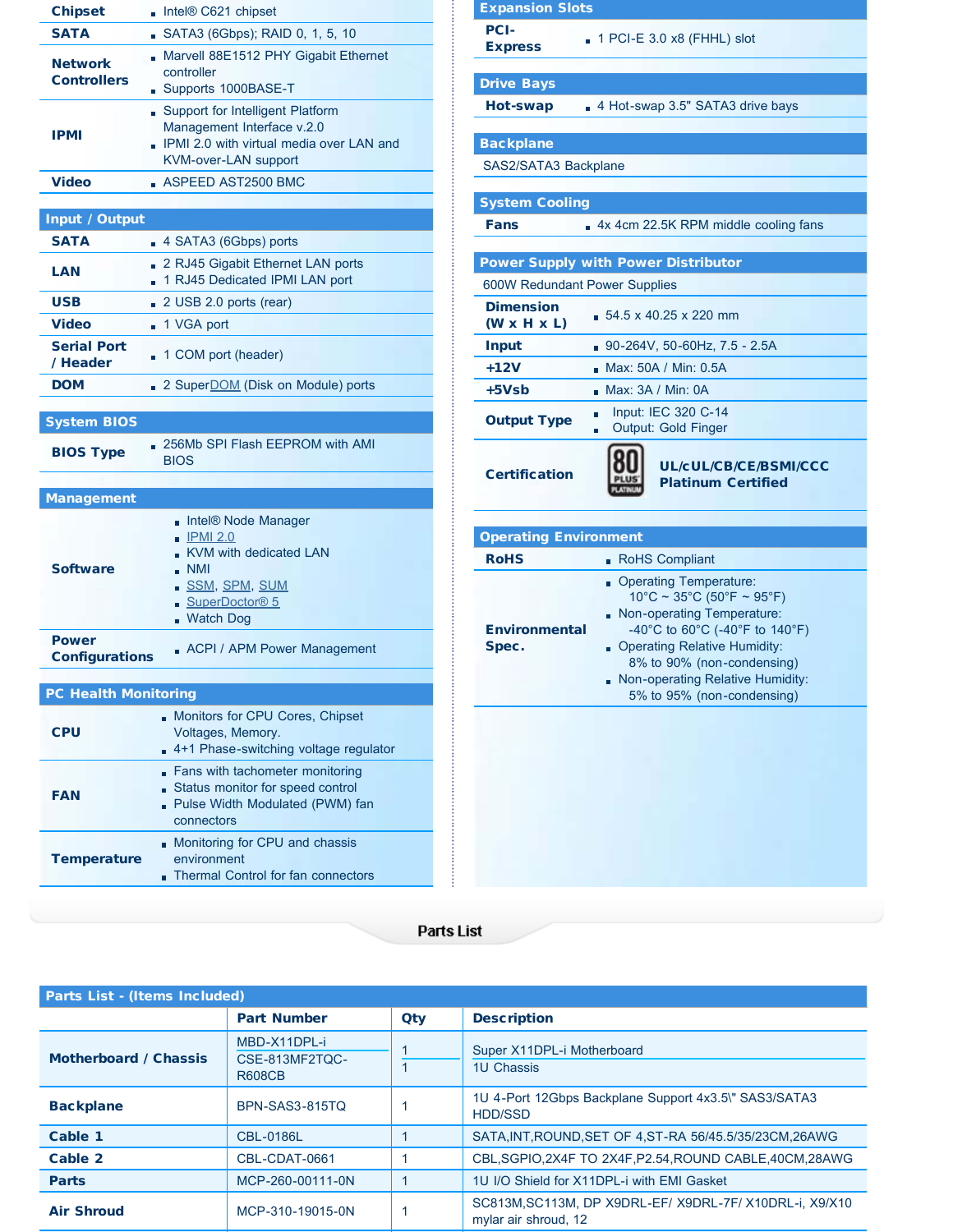| | |
|---|---|
| **Chipset** | Intel® C621 chipset |
| **SATA** | SATA3 (6Gbps); RAID 0, 1, 5, 10 |
| **Network Controllers** | Marvell 88E1512 PHY Gigabit Ethernet controller<br>Supports 1000BASE-T |
| **IPMI** | Support for Intelligent Platform Management Interface v.2.0<br>IPMI 2.0 with virtual media over LAN and KVM-over-LAN support |
| **Video** | ASPEED AST2500 BMC |

## Input / Output

| | |
|---|---|
| **SATA** | 4 SATA3 (6Gbps) ports |
| **LAN** | 2 RJ45 Gigabit Ethernet LAN ports<br>1 RJ45 Dedicated IPMI LAN port |
| **USB** | 2 USB 2.0 ports (rear) |
| **Video** | 1 VGA port |
| **Serial Port / Header** | 1 COM port (header) |
| **DOM** | 2 SuperDOM (Disk on Module) ports |

## System BIOS

| | |
|---|---|
| **BIOS Type** | 256Mb SPI Flash EEPROM with AMI BIOS |

## Management

| | |
|---|---|
| **Software** | Intel® Node Manager<br>IPMI 2.0<br>KVM with dedicated LAN<br>NMI<br>SSM, SPM, SUM<br>SuperDoctor® 5<br>Watch Dog |
| **Power Configurations** | ACPI / APM Power Management |

## PC Health Monitoring

| | |
|---|---|
| **CPU** | Monitors for CPU Cores, Chipset Voltages, Memory.<br>4+1 Phase-switching voltage regulator |
| **FAN** | Fans with tachometer monitoring<br>Status monitor for speed control<br>Pulse Width Modulated (PWM) fan connectors |
| **Temperature** | Monitoring for CPU and chassis environment<br>Thermal Control for fan connectors |

## Expansion Slots

| | |
|---|---|
| **PCI-Express** | 1 PCI-E 3.0 x8 (FHHL) slot |

## Drive Bays

| | |
|---|---|
| **Hot-swap** | 4 Hot-swap 3.5" SATA3 drive bays |

## Backplane

SAS2/SATA3 Backplane

## System Cooling

| | |
|---|---|
| **Fans** | 4x 4cm 22.5K RPM middle cooling fans |

## Power Supply with Power Distributor

600W Redundant Power Supplies

| | |
|---|---|
| **Dimension (W x H x L)** | 54.5 x 40.25 x 220 mm |
| **Input** | 90-264V, 50-60Hz, 7.5 - 2.5A |
| **+12V** | Max: 50A / Min: 0.5A |
| **+5Vsb** | Max: 3A / Min: 0A |
| **Output Type** | Input: IEC 320 C-14<br>Output: Gold Finger |
| **Certification** | **UL/cUL/CB/CE/BSMI/CCC Platinum Certified** |

## Operating Environment

| | |
|---|---|
| **RoHS** | RoHS Compliant |
| **Environmental Spec.** | Operating Temperature: 10°C ~ 35°C (50°F ~ 95°F)<br>Non-operating Temperature: -40°C to 60°C (-40°F to 140°F)<br>Operating Relative Humidity: 8% to 90% (non-condensing)<br>Non-operating Relative Humidity: 5% to 95% (non-condensing) |

# Parts List

## Parts List - (Items Included)

| | Part Number | Qty | Description |
|---|---|---|---|
| **Motherboard / Chassis** | MBD-X11DPL-i | 1 | Super X11DPL-i Motherboard |
| | CSE-813MF2TQC-R608CB | 1 | 1U Chassis |
| **Backplane** | BPN-SAS3-815TQ | 1 | 1U 4-Port 12Gbps Backplane Support 4x3.5\" SAS3/SATA3 HDD/SSD |
| **Cable 1** | CBL-0186L | 1 | SATA,INT,ROUND,SET OF 4,ST-RA 56/45.5/35/23CM,26AWG |
| **Cable 2** | CBL-CDAT-0661 | 1 | CBL,SGPIO,2X4F TO 2X4F,P2.54,ROUND CABLE,40CM,28AWG |
| **Parts** | MCP-260-00111-0N | 1 | 1U I/O Shield for X11DPL-i with EMI Gasket |
| **Air Shroud** | MCP-310-19015-0N | 1 | SC813M,SC113M, DP X9DRL-EF/ X9DRL-7F/ X10DRL-i, X9/X10 mylar air shroud, 12 |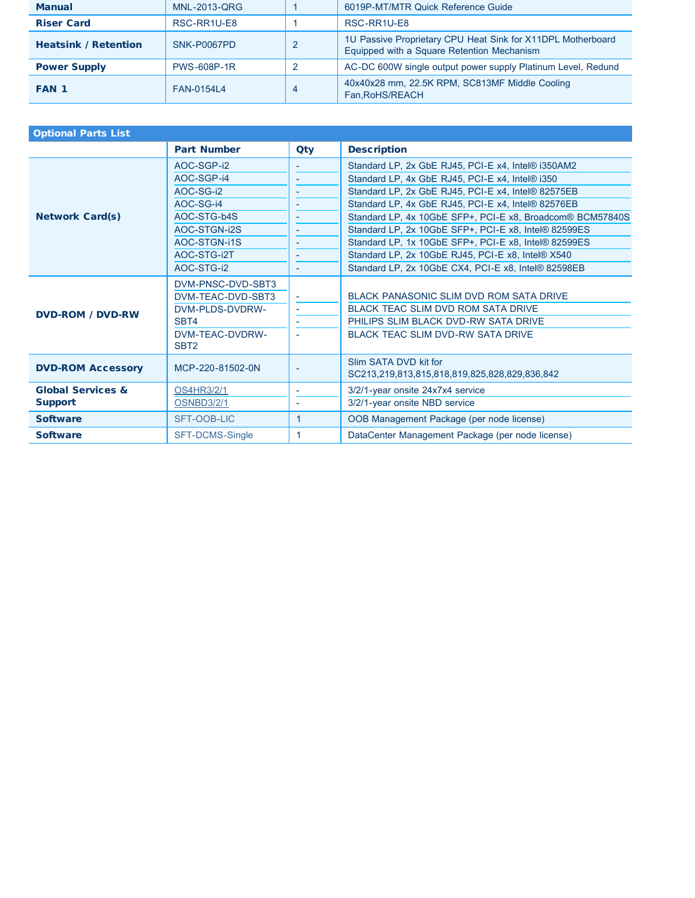| | | | |
|---|---|---|---|
| **Manual** | MNL-2013-QRG | 1 | 6019P-MT/MTR Quick Reference Guide |
| **Riser Card** | RSC-RR1U-E8 | 1 | RSC-RR1U-E8 |
| **Heatsink / Retention** | SNK-P0067PD | 2 | 1U Passive Proprietary CPU Heat Sink for X11DPL Motherboard Equipped with a Square Retention Mechanism |
| **Power Supply** | PWS-608P-1R | 2 | AC-DC 600W single output power supply Platinum Level, Redund |
| **FAN 1** | FAN-0154L4 | 4 | 40x40x28 mm, 22.5K RPM, SC813MF Middle Cooling Fan,RoHS/REACH |

**Optional Parts List**

| | Part Number | Qty | Description |
|---|---|---|---|
| **Network Card(s)** | AOC-SGP-i2 | - | Standard LP, 2x GbE RJ45, PCI-E x4, Intel® i350AM2 |
| | AOC-SGP-i4 | - | Standard LP, 4x GbE RJ45, PCI-E x4, Intel® i350 |
| | AOC-SG-i2 | - | Standard LP, 2x GbE RJ45, PCI-E x4, Intel® 82575EB |
| | AOC-SG-i4 | - | Standard LP, 4x GbE RJ45, PCI-E x4, Intel® 82576EB |
| | AOC-STG-b4S | - | Standard LP, 4x 10GbE SFP+, PCI-E x8, Broadcom® BCM57840S |
| | AOC-STGN-i2S | - | Standard LP, 2x 10GbE SFP+, PCI-E x8, Intel® 82599ES |
| | AOC-STGN-i1S | - | Standard LP, 1x 10GbE SFP+, PCI-E x8, Intel® 82599ES |
| | AOC-STG-i2T | - | Standard LP, 2x 10GbE RJ45, PCI-E x8, Intel® X540 |
| | AOC-STG-i2 | - | Standard LP, 2x 10GbE CX4, PCI-E x8, Intel® 82598EB |
| **DVD-ROM / DVD-RW** | DVM-PNSC-DVD-SBT3 | - | BLACK PANASONIC SLIM DVD ROM SATA DRIVE |
| | DVM-TEAC-DVD-SBT3 | - | BLACK TEAC SLIM DVD ROM SATA DRIVE |
| | DVM-PLDS-DVDRW-SBT4 | - | PHILIPS SLIM BLACK DVD-RW SATA DRIVE |
| | DVM-TEAC-DVDRW-SBT2 | - | BLACK TEAC SLIM DVD-RW SATA DRIVE |
| **DVD-ROM Accessory** | MCP-220-81502-0N | - | Slim SATA DVD kit for SC213,219,813,815,818,819,825,828,829,836,842 |
| **Global Services & Support** | OS4HR3/2/1 | - | 3/2/1-year onsite 24x7x4 service |
| | OSNBD3/2/1 | - | 3/2/1-year onsite NBD service |
| **Software** | SFT-OOB-LIC | 1 | OOB Management Package (per node license) |
| **Software** | SFT-DCMS-Single | 1 | DataCenter Management Package (per node license) |